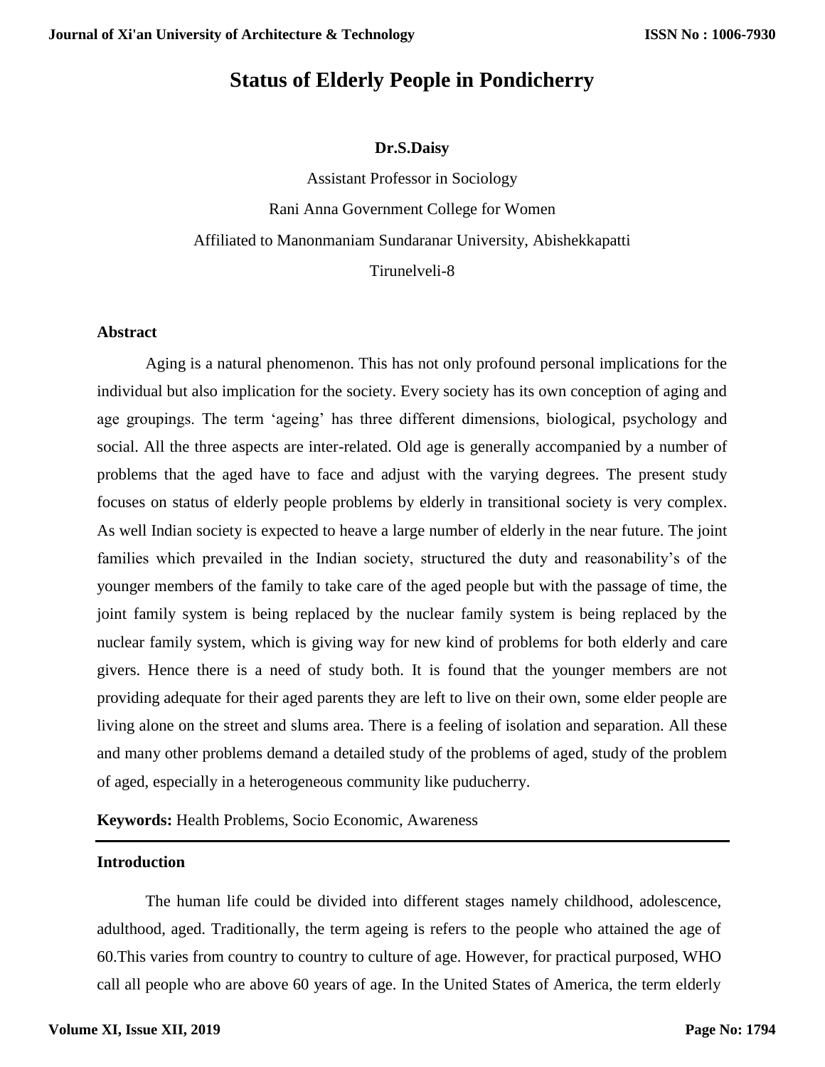# Status of Elderly People in Pondicherry

**Dr.S.Daisy**

Assistant Professor in Sociology

Rani Anna Government College for Women

Affiliated to Manonmaniam Sundaranar University, Abishekkapatti

Tirunelveli-8

## Abstract

Aging is a natural phenomenon. This has not only profound personal implications for the individual but also implication for the society. Every society has its own conception of aging and age groupings. The term 'ageing' has three different dimensions, biological, psychology and social. All the three aspects are inter-related. Old age is generally accompanied by a number of problems that the aged have to face and adjust with the varying degrees. The present study focuses on status of elderly people problems by elderly in transitional society is very complex. As well Indian society is expected to heave a large number of elderly in the near future. The joint families which prevailed in the Indian society, structured the duty and reasonability's of the younger members of the family to take care of the aged people but with the passage of time, the joint family system is being replaced by the nuclear family system is being replaced by the nuclear family system, which is giving way for new kind of problems for both elderly and care givers. Hence there is a need of study both. It is found that the younger members are not providing adequate for their aged parents they are left to live on their own, some elder people are living alone on the street and slums area. There is a feeling of isolation and separation. All these and many other problems demand a detailed study of the problems of aged, study of the problem of aged, especially in a heterogeneous community like puducherry.

**Keywords:** Health Problems, Socio Economic, Awareness

## Introduction

The human life could be divided into different stages namely childhood, adolescence, adulthood, aged. Traditionally, the term ageing is refers to the people who attained the age of 60.This varies from country to country to culture of age. However, for practical purposed, WHO call all people who are above 60 years of age. In the United States of America, the term elderly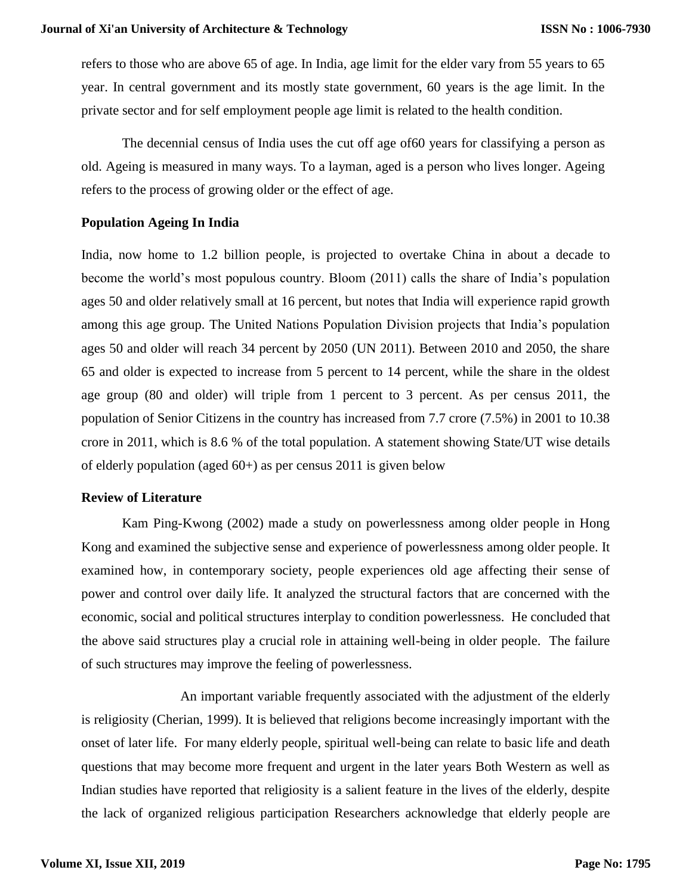refers to those who are above 65 of age. In India, age limit for the elder vary from 55 years to 65 year. In central government and its mostly state government, 60 years is the age limit. In the private sector and for self employment people age limit is related to the health condition.

The decennial census of India uses the cut off age of60 years for classifying a person as old. Ageing is measured in many ways. To a layman, aged is a person who lives longer. Ageing refers to the process of growing older or the effect of age.

### Population Ageing In India

India, now home to 1.2 billion people, is projected to overtake China in about a decade to become the world's most populous country. Bloom (2011) calls the share of India's population ages 50 and older relatively small at 16 percent, but notes that India will experience rapid growth among this age group. The United Nations Population Division projects that India's population ages 50 and older will reach 34 percent by 2050 (UN 2011). Between 2010 and 2050, the share 65 and older is expected to increase from 5 percent to 14 percent, while the share in the oldest age group (80 and older) will triple from 1 percent to 3 percent. As per census 2011, the population of Senior Citizens in the country has increased from 7.7 crore (7.5%) in 2001 to 10.38 crore in 2011, which is 8.6 % of the total population. A statement showing State/UT wise details of elderly population (aged 60+) as per census 2011 is given below

### Review of Literature

Kam Ping-Kwong (2002) made a study on powerlessness among older people in Hong Kong and examined the subjective sense and experience of powerlessness among older people. It examined how, in contemporary society, people experiences old age affecting their sense of power and control over daily life. It analyzed the structural factors that are concerned with the economic, social and political structures interplay to condition powerlessness. He concluded that the above said structures play a crucial role in attaining well-being in older people. The failure of such structures may improve the feeling of powerlessness.

An important variable frequently associated with the adjustment of the elderly is religiosity (Cherian, 1999). It is believed that religions become increasingly important with the onset of later life. For many elderly people, spiritual well-being can relate to basic life and death questions that may become more frequent and urgent in the later years Both Western as well as Indian studies have reported that religiosity is a salient feature in the lives of the elderly, despite the lack of organized religious participation Researchers acknowledge that elderly people are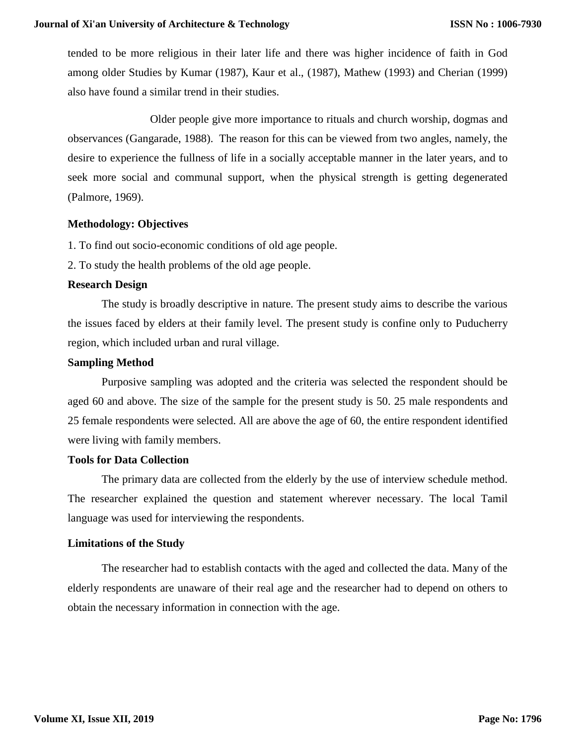tended to be more religious in their later life and there was higher incidence of faith in God among older Studies by Kumar (1987), Kaur et al., (1987), Mathew (1993) and Cherian (1999) also have found a similar trend in their studies.

Older people give more importance to rituals and church worship, dogmas and observances (Gangarade, 1988). The reason for this can be viewed from two angles, namely, the desire to experience the fullness of life in a socially acceptable manner in the later years, and to seek more social and communal support, when the physical strength is getting degenerated (Palmore, 1969).

**Methodology: Objectives**

1. To find out socio-economic conditions of old age people.
2. To study the health problems of the old age people.

**Research Design**

The study is broadly descriptive in nature. The present study aims to describe the various the issues faced by elders at their family level. The present study is confine only to Puducherry region, which included urban and rural village.

**Sampling Method**

Purposive sampling was adopted and the criteria was selected the respondent should be aged 60 and above. The size of the sample for the present study is 50. 25 male respondents and 25 female respondents were selected. All are above the age of 60, the entire respondent identified were living with family members.

**Tools for Data Collection**

The primary data are collected from the elderly by the use of interview schedule method. The researcher explained the question and statement wherever necessary. The local Tamil language was used for interviewing the respondents.

**Limitations of the Study**

The researcher had to establish contacts with the aged and collected the data. Many of the elderly respondents are unaware of their real age and the researcher had to depend on others to obtain the necessary information in connection with the age.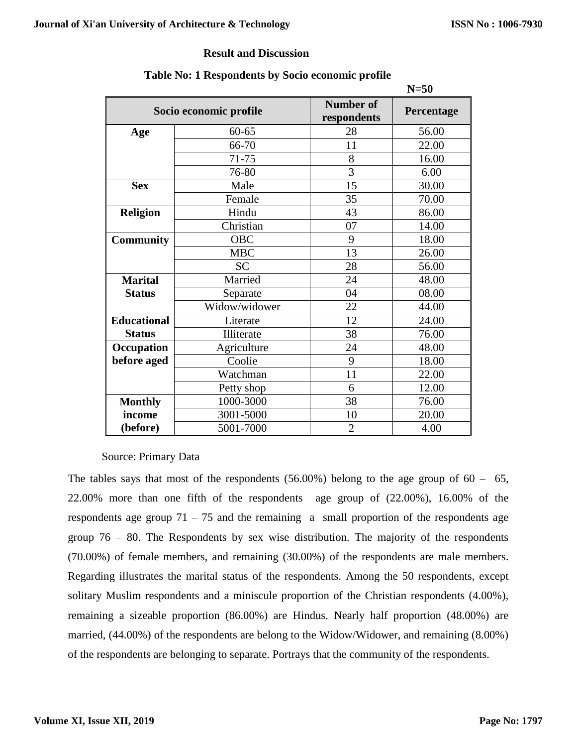## Result and Discussion

**Table No: 1 Respondents by Socio economic profile**

**N=50**

| Socio economic profile | | Number of respondents | Percentage |
|---|---|---|---|
| **Age** | 60-65 | 28 | 56.00 |
| | 66-70 | 11 | 22.00 |
| | 71-75 | 8 | 16.00 |
| | 76-80 | 3 | 6.00 |
| **Sex** | Male | 15 | 30.00 |
| | Female | 35 | 70.00 |
| **Religion** | Hindu | 43 | 86.00 |
| | Christian | 07 | 14.00 |
| **Community** | OBC | 9 | 18.00 |
| | MBC | 13 | 26.00 |
| | SC | 28 | 56.00 |
| **Marital Status** | Married | 24 | 48.00 |
| | Separate | 04 | 08.00 |
| | Widow/widower | 22 | 44.00 |
| **Educational Status** | Literate | 12 | 24.00 |
| | Illiterate | 38 | 76.00 |
| **Occupation before aged** | Agriculture | 24 | 48.00 |
| | Coolie | 9 | 18.00 |
| | Watchman | 11 | 22.00 |
| | Petty shop | 6 | 12.00 |
| **Monthly income (before)** | 1000-3000 | 38 | 76.00 |
| | 3001-5000 | 10 | 20.00 |
| | 5001-7000 | 2 | 4.00 |

Source: Primary Data

The tables says that most of the respondents (56.00%) belong to the age group of 60 – 65, 22.00% more than one fifth of the respondents age group of (22.00%), 16.00% of the respondents age group 71 – 75 and the remaining a small proportion of the respondents age group 76 – 80. The Respondents by sex wise distribution. The majority of the respondents (70.00%) of female members, and remaining (30.00%) of the respondents are male members. Regarding illustrates the marital status of the respondents. Among the 50 respondents, except solitary Muslim respondents and a miniscule proportion of the Christian respondents (4.00%), remaining a sizeable proportion (86.00%) are Hindus. Nearly half proportion (48.00%) are married, (44.00%) of the respondents are belong to the Widow/Widower, and remaining (8.00%) of the respondents are belonging to separate. Portrays that the community of the respondents.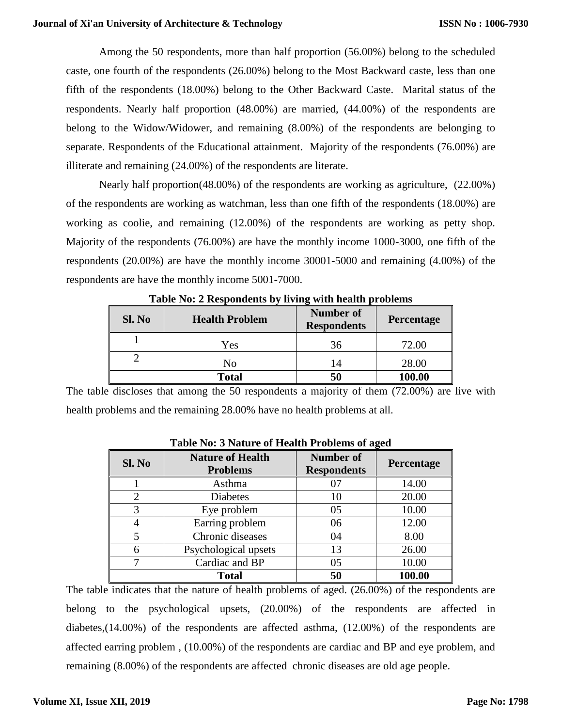Among the 50 respondents, more than half proportion (56.00%) belong to the scheduled caste, one fourth of the respondents (26.00%) belong to the Most Backward caste, less than one fifth of the respondents (18.00%) belong to the Other Backward Caste. Marital status of the respondents. Nearly half proportion (48.00%) are married, (44.00%) of the respondents are belong to the Widow/Widower, and remaining (8.00%) of the respondents are belonging to separate. Respondents of the Educational attainment. Majority of the respondents (76.00%) are illiterate and remaining (24.00%) of the respondents are literate.

Nearly half proportion(48.00%) of the respondents are working as agriculture, (22.00%) of the respondents are working as watchman, less than one fifth of the respondents (18.00%) are working as coolie, and remaining (12.00%) of the respondents are working as petty shop. Majority of the respondents (76.00%) are have the monthly income 1000-3000, one fifth of the respondents (20.00%) are have the monthly income 30001-5000 and remaining (4.00%) of the respondents are have the monthly income 5001-7000.

**Table No: 2 Respondents by living with health problems**

| Sl. No | Health Problem | Number of Respondents | Percentage |
|---|---|---|---|
| 1 | Yes | 36 | 72.00 |
| 2 | No | 14 | 28.00 |
| | **Total** | **50** | **100.00** |

The table discloses that among the 50 respondents a majority of them (72.00%) are live with health problems and the remaining 28.00% have no health problems at all.

**Table No: 3 Nature of Health Problems of aged**

| Sl. No | Nature of Health Problems | Number of Respondents | Percentage |
|---|---|---|---|
| 1 | Asthma | 07 | 14.00 |
| 2 | Diabetes | 10 | 20.00 |
| 3 | Eye problem | 05 | 10.00 |
| 4 | Earring problem | 06 | 12.00 |
| 5 | Chronic diseases | 04 | 8.00 |
| 6 | Psychological upsets | 13 | 26.00 |
| 7 | Cardiac and BP | 05 | 10.00 |
| | **Total** | **50** | **100.00** |

The table indicates that the nature of health problems of aged. (26.00%) of the respondents are belong to the psychological upsets, (20.00%) of the respondents are affected in diabetes,(14.00%) of the respondents are affected asthma, (12.00%) of the respondents are affected earring problem , (10.00%) of the respondents are cardiac and BP and eye problem, and remaining (8.00%) of the respondents are affected chronic diseases are old age people.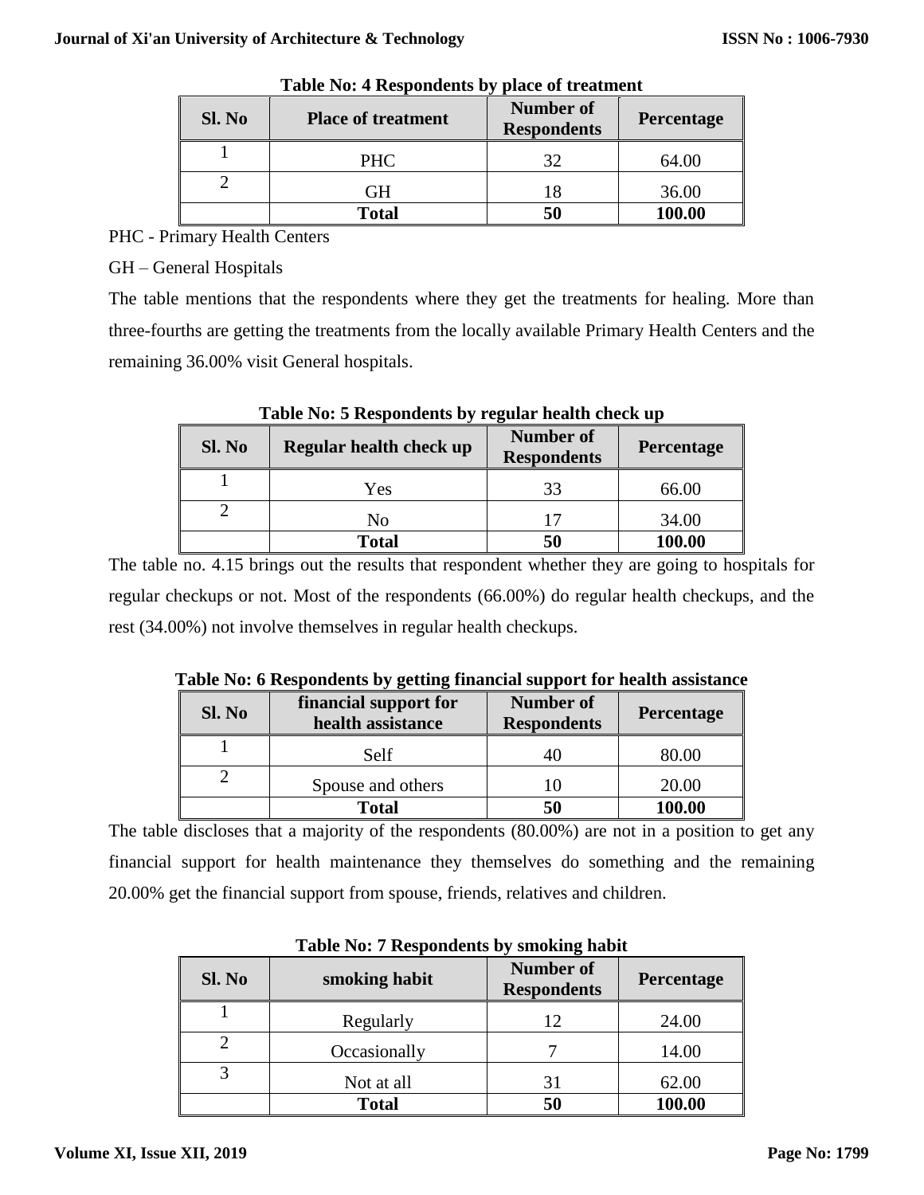**Table No: 4 Respondents by place of treatment**

| Sl. No | Place of treatment | Number of Respondents | Percentage |
|---|---|---|---|
| 1 | PHC | 32 | 64.00 |
| 2 | GH | 18 | 36.00 |
| | **Total** | **50** | **100.00** |

PHC - Primary Health Centers

GH – General Hospitals

The table mentions that the respondents where they get the treatments for healing. More than three-fourths are getting the treatments from the locally available Primary Health Centers and the remaining 36.00% visit General hospitals.

**Table No: 5 Respondents by regular health check up**

| Sl. No | Regular health check up | Number of Respondents | Percentage |
|---|---|---|---|
| 1 | Yes | 33 | 66.00 |
| 2 | No | 17 | 34.00 |
| | **Total** | **50** | **100.00** |

The table no. 4.15 brings out the results that respondent whether they are going to hospitals for regular checkups or not. Most of the respondents (66.00%) do regular health checkups, and the rest (34.00%) not involve themselves in regular health checkups.

**Table No: 6 Respondents by getting financial support for health assistance**

| Sl. No | financial support for health assistance | Number of Respondents | Percentage |
|---|---|---|---|
| 1 | Self | 40 | 80.00 |
| 2 | Spouse and others | 10 | 20.00 |
| | **Total** | **50** | **100.00** |

The table discloses that a majority of the respondents (80.00%) are not in a position to get any financial support for health maintenance they themselves do something and the remaining 20.00% get the financial support from spouse, friends, relatives and children.

**Table No: 7 Respondents by smoking habit**

| Sl. No | smoking habit | Number of Respondents | Percentage |
|---|---|---|---|
| 1 | Regularly | 12 | 24.00 |
| 2 | Occasionally | 7 | 14.00 |
| 3 | Not at all | 31 | 62.00 |
| | **Total** | **50** | **100.00** |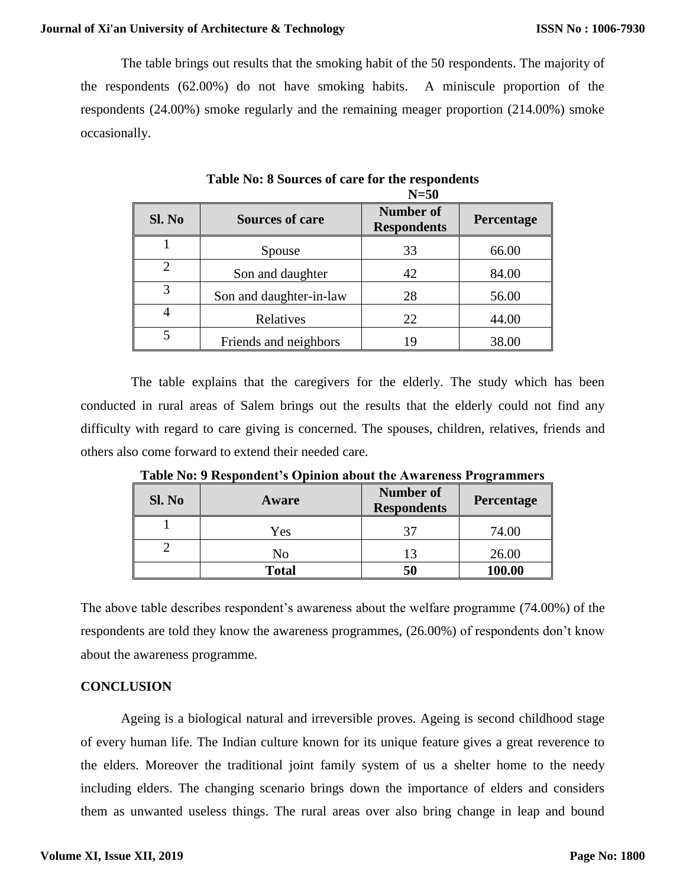The table brings out results that the smoking habit of the 50 respondents. The majority of the respondents (62.00%) do not have smoking habits. A miniscule proportion of the respondents (24.00%) smoke regularly and the remaining meager proportion (214.00%) smoke occasionally.

**Table No: 8 Sources of care for the respondents**

**N=50**

| Sl. No | Sources of care | Number of Respondents | Percentage |
|---|---|---|---|
| 1 | Spouse | 33 | 66.00 |
| 2 | Son and daughter | 42 | 84.00 |
| 3 | Son and daughter-in-law | 28 | 56.00 |
| 4 | Relatives | 22 | 44.00 |
| 5 | Friends and neighbors | 19 | 38.00 |

The table explains that the caregivers for the elderly. The study which has been conducted in rural areas of Salem brings out the results that the elderly could not find any difficulty with regard to care giving is concerned. The spouses, children, relatives, friends and others also come forward to extend their needed care.

**Table No: 9 Respondent's Opinion about the Awareness Programmers**

| Sl. No | Aware | Number of Respondents | Percentage |
|---|---|---|---|
| 1 | Yes | 37 | 74.00 |
| 2 | No | 13 | 26.00 |
| | **Total** | **50** | **100.00** |

The above table describes respondent's awareness about the welfare programme (74.00%) of the respondents are told they know the awareness programmes, (26.00%) of respondents don't know about the awareness programme.

## CONCLUSION

Ageing is a biological natural and irreversible proves. Ageing is second childhood stage of every human life. The Indian culture known for its unique feature gives a great reverence to the elders. Moreover the traditional joint family system of us a shelter home to the needy including elders. The changing scenario brings down the importance of elders and considers them as unwanted useless things. The rural areas over also bring change in leap and bound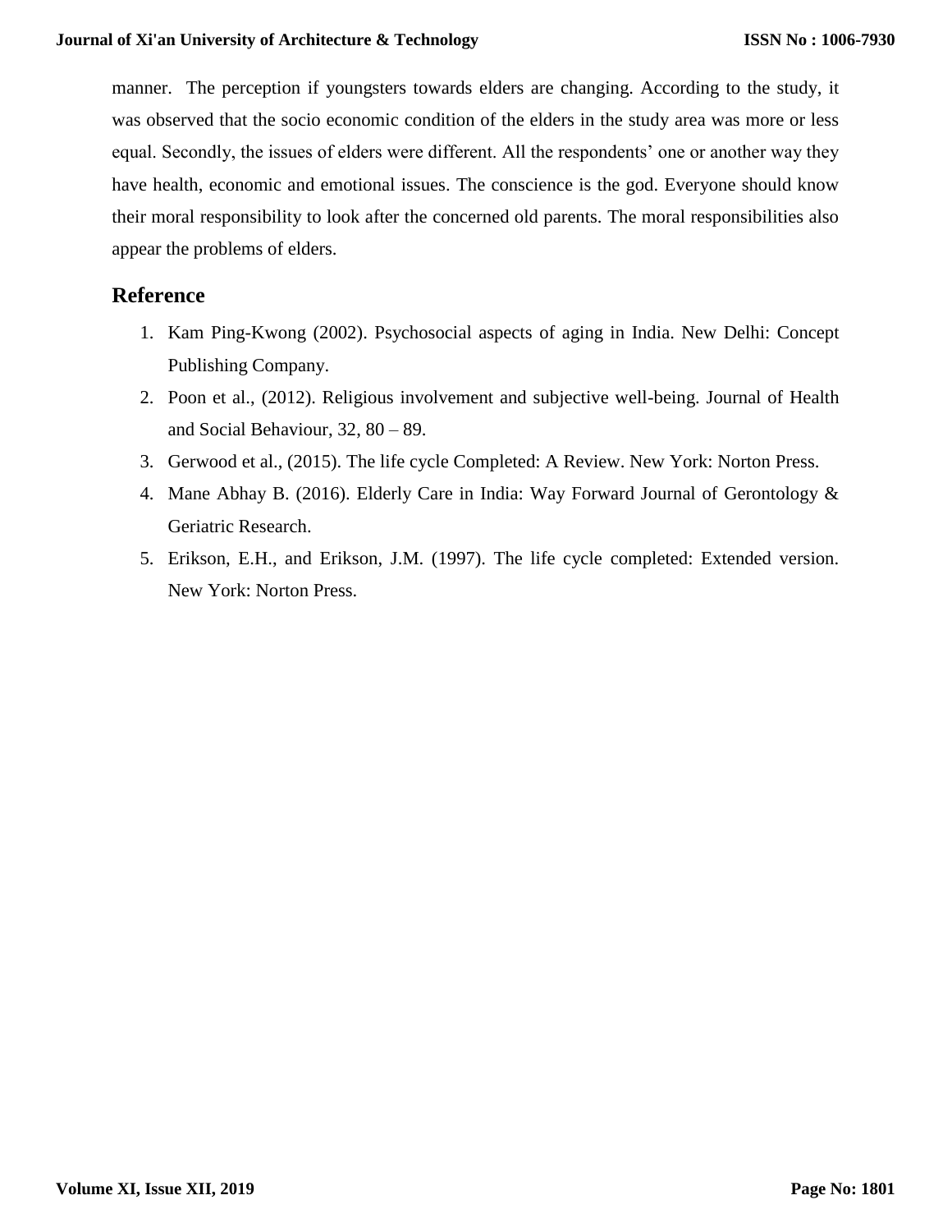manner. The perception if youngsters towards elders are changing. According to the study, it was observed that the socio economic condition of the elders in the study area was more or less equal. Secondly, the issues of elders were different. All the respondents' one or another way they have health, economic and emotional issues. The conscience is the god. Everyone should know their moral responsibility to look after the concerned old parents. The moral responsibilities also appear the problems of elders.

## Reference

1. Kam Ping-Kwong (2002). Psychosocial aspects of aging in India. New Delhi: Concept Publishing Company.
2. Poon et al., (2012). Religious involvement and subjective well-being. Journal of Health and Social Behaviour, 32, 80 – 89.
3. Gerwood et al., (2015). The life cycle Completed: A Review. New York: Norton Press.
4. Mane Abhay B. (2016). Elderly Care in India: Way Forward Journal of Gerontology & Geriatric Research.
5. Erikson, E.H., and Erikson, J.M. (1997). The life cycle completed: Extended version. New York: Norton Press.